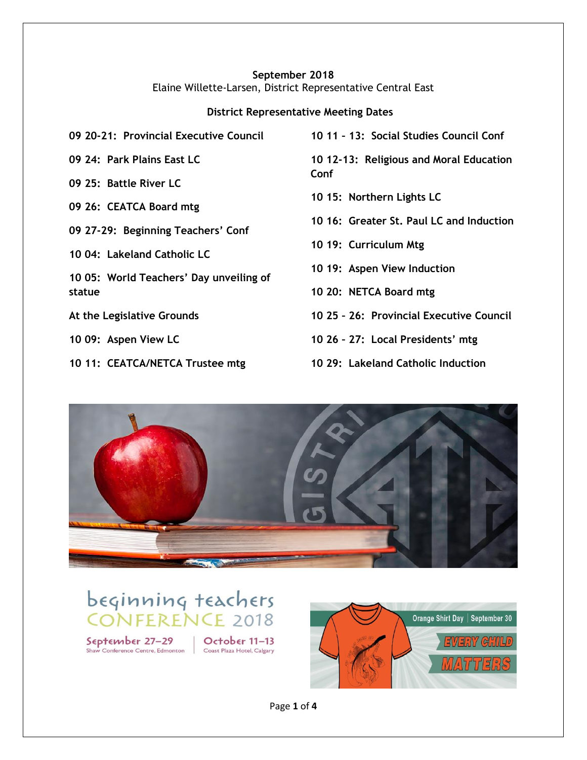**September 2018**

Elaine Willette-Larsen, District Representative Central East

**District Representative Meeting Dates**

**09 20-21: Provincial Executive Council**

**09 24: Park Plains East LC**

**09 25: Battle River LC**

**09 26: CEATCA Board mtg**

**09 27-29: Beginning Teachers' Conf**

**10 04: Lakeland Catholic LC**

**10 05: World Teachers' Day unveiling of statue**

**At the Legislative Grounds**

**10 09: Aspen View LC**

**10 11: CEATCA/NETCA Trustee mtg**

**10 11 – 13: Social Studies Council Conf**

**10 12-13: Religious and Moral Education Conf**

**10 15: Northern Lights LC**

**10 16: Greater St. Paul LC and Induction**

**10 19: Curriculum Mtg**

**10 19: Aspen View Induction**

**10 20: NETCA Board mtg**

**10 25 – 26: Provincial Executive Council**

**10 26 – 27: Local Presidents' mtg**

**10 29: Lakeland Catholic Induction**

beginning teachers CONFERENCE 2018

September 27–29 Shaw Conference Centre, Edmonton | October 11–13 Coast Plaza Hotel, Calgary

Orange Shirt Day | September 30

EVERY CHILD MATTERS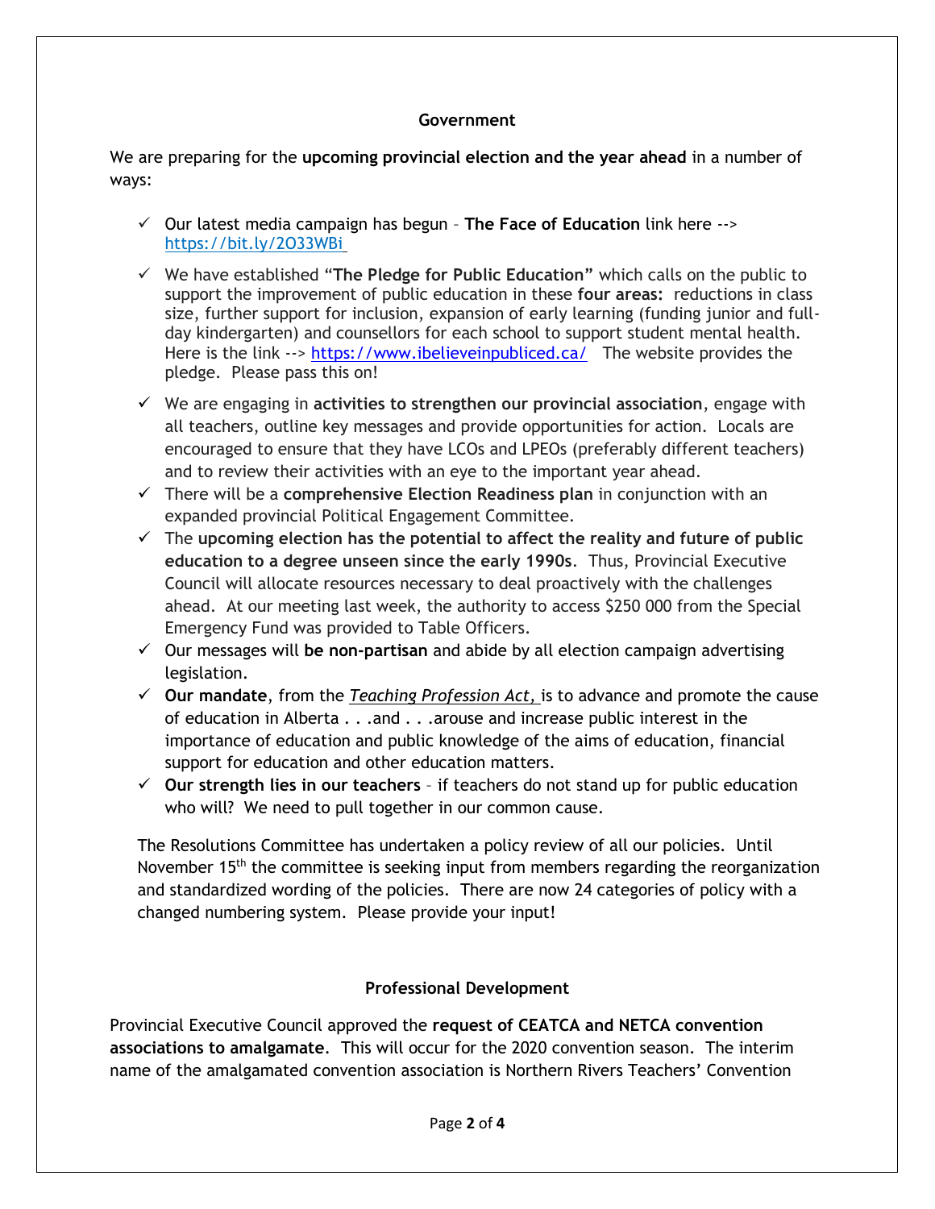## Government

We are preparing for the **upcoming provincial election and the year ahead** in a number of ways:

- ✓ Our latest media campaign has begun – **The Face of Education** link here --> https://bit.ly/2O33WBi
- ✓ We have established "**The Pledge for Public Education**" which calls on the public to support the improvement of public education in these **four areas:** reductions in class size, further support for inclusion, expansion of early learning (funding junior and full-day kindergarten) and counsellors for each school to support student mental health. Here is the link --> https://www.ibelieveinpubliced.ca/ The website provides the pledge. Please pass this on!
- ✓ We are engaging in **activities to strengthen our provincial association**, engage with all teachers, outline key messages and provide opportunities for action. Locals are encouraged to ensure that they have LCOs and LPEOs (preferably different teachers) and to review their activities with an eye to the important year ahead.
- ✓ There will be a **comprehensive Election Readiness plan** in conjunction with an expanded provincial Political Engagement Committee.
- ✓ The **upcoming election has the potential to affect the reality and future of public education to a degree unseen since the early 1990s**. Thus, Provincial Executive Council will allocate resources necessary to deal proactively with the challenges ahead. At our meeting last week, the authority to access $250 000 from the Special Emergency Fund was provided to Table Officers.
- ✓ Our messages will **be non-partisan** and abide by all election campaign advertising legislation.
- ✓ **Our mandate**, from the *Teaching Profession Act,* is to advance and promote the cause of education in Alberta . . .and . . .arouse and increase public interest in the importance of education and public knowledge of the aims of education, financial support for education and other education matters.
- ✓ **Our strength lies in our teachers** – if teachers do not stand up for public education who will? We need to pull together in our common cause.

The Resolutions Committee has undertaken a policy review of all our policies. Until November 15th the committee is seeking input from members regarding the reorganization and standardized wording of the policies. There are now 24 categories of policy with a changed numbering system. Please provide your input!

## Professional Development

Provincial Executive Council approved the **request of CEATCA and NETCA convention associations to amalgamate**. This will occur for the 2020 convention season. The interim name of the amalgamated convention association is Northern Rivers Teachers' Convention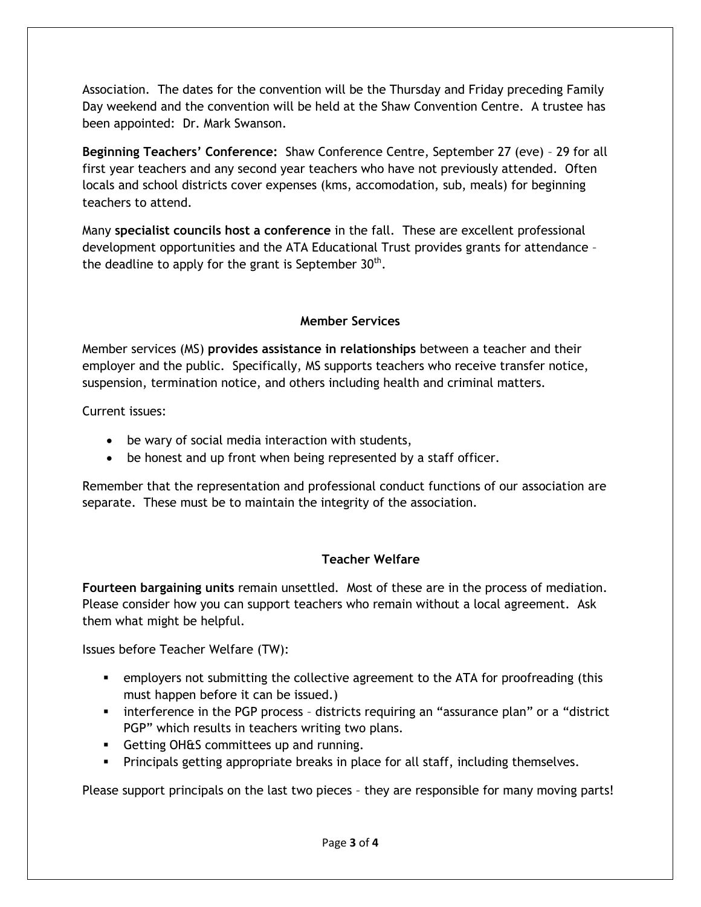Association. The dates for the convention will be the Thursday and Friday preceding Family Day weekend and the convention will be held at the Shaw Convention Centre. A trustee has been appointed: Dr. Mark Swanson.

**Beginning Teachers' Conference:** Shaw Conference Centre, September 27 (eve) – 29 for all first year teachers and any second year teachers who have not previously attended. Often locals and school districts cover expenses (kms, accomodation, sub, meals) for beginning teachers to attend.

Many **specialist councils host a conference** in the fall. These are excellent professional development opportunities and the ATA Educational Trust provides grants for attendance – the deadline to apply for the grant is September 30th.

## Member Services

Member services (MS) **provides assistance in relationships** between a teacher and their employer and the public. Specifically, MS supports teachers who receive transfer notice, suspension, termination notice, and others including health and criminal matters.

Current issues:

- be wary of social media interaction with students,
- be honest and up front when being represented by a staff officer.

Remember that the representation and professional conduct functions of our association are separate. These must be to maintain the integrity of the association.

## Teacher Welfare

**Fourteen bargaining units** remain unsettled. Most of these are in the process of mediation. Please consider how you can support teachers who remain without a local agreement. Ask them what might be helpful.

Issues before Teacher Welfare (TW):

- employers not submitting the collective agreement to the ATA for proofreading (this must happen before it can be issued.)
- interference in the PGP process – districts requiring an "assurance plan" or a "district PGP" which results in teachers writing two plans.
- Getting OH&S committees up and running.
- Principals getting appropriate breaks in place for all staff, including themselves.

Please support principals on the last two pieces – they are responsible for many moving parts!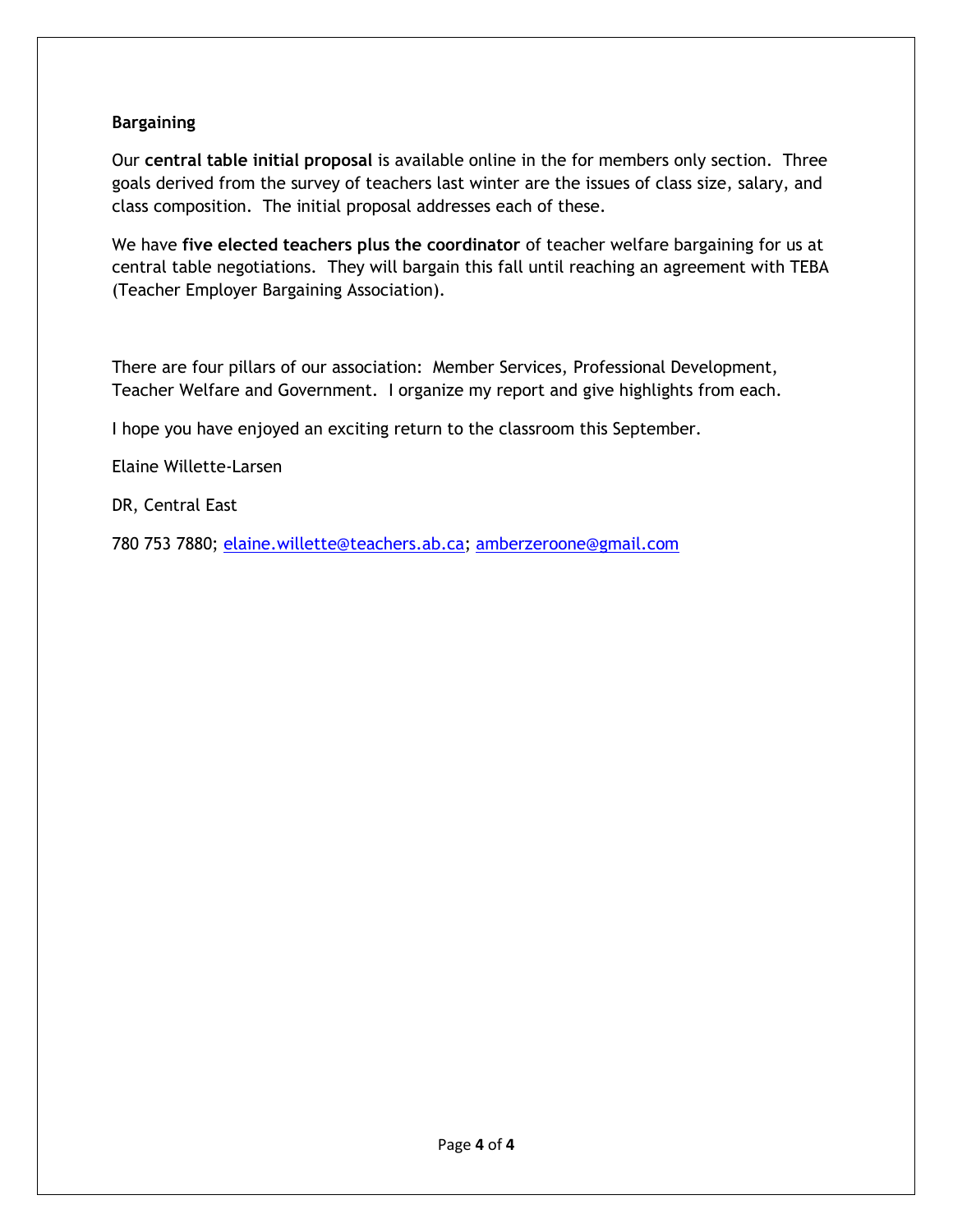**Bargaining**

Our **central table initial proposal** is available online in the for members only section. Three goals derived from the survey of teachers last winter are the issues of class size, salary, and class composition. The initial proposal addresses each of these.

We have **five elected teachers plus the coordinator** of teacher welfare bargaining for us at central table negotiations. They will bargain this fall until reaching an agreement with TEBA (Teacher Employer Bargaining Association).

There are four pillars of our association: Member Services, Professional Development, Teacher Welfare and Government. I organize my report and give highlights from each.

I hope you have enjoyed an exciting return to the classroom this September.

Elaine Willette-Larsen

DR, Central East

780 753 7880; elaine.willette@teachers.ab.ca; amberzeroone@gmail.com